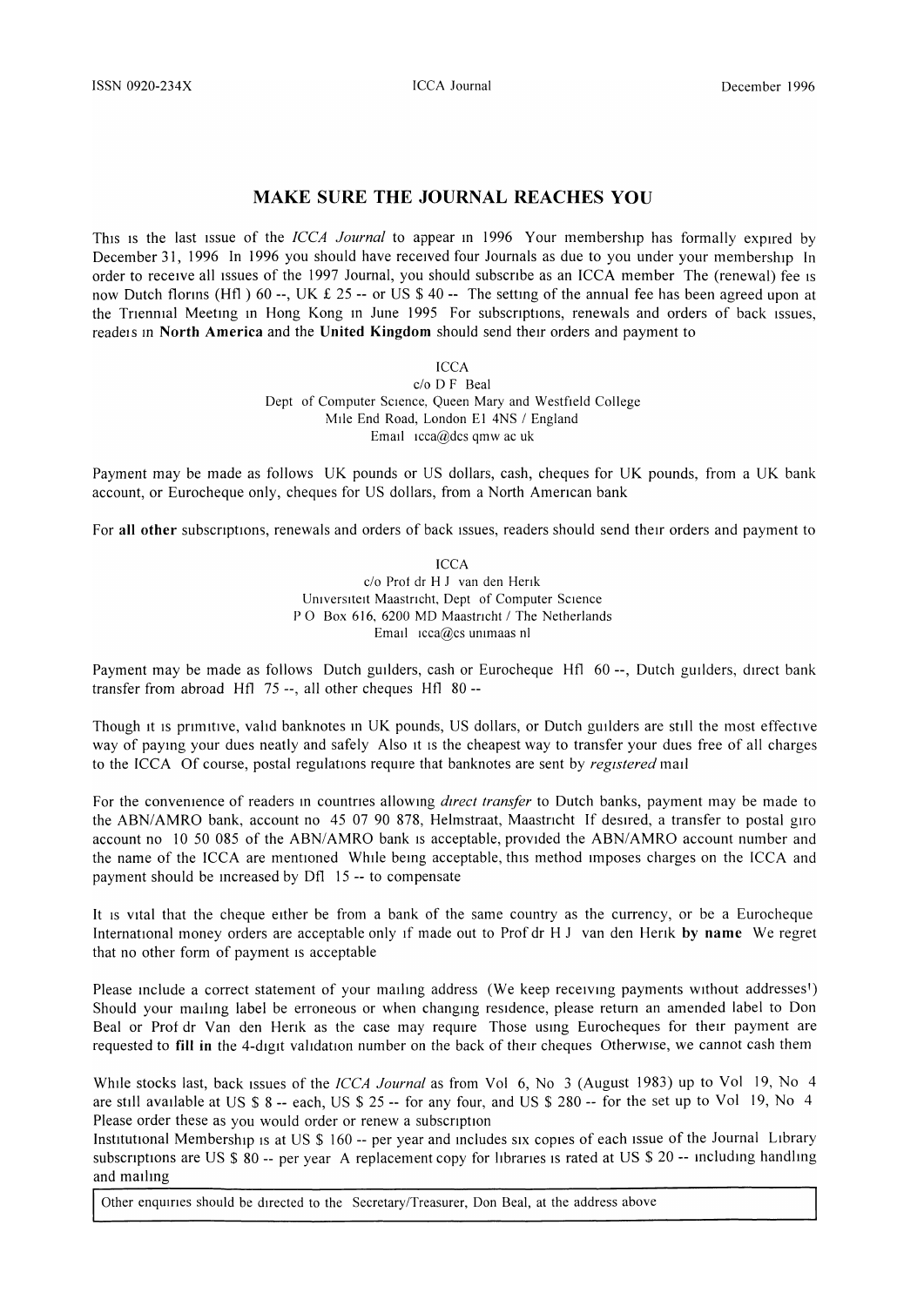# MAKE SURE THE JOURNAL REACHES YOU

This is the last issue of the *ICCA Journal* to appear in 1996 Your membership has formally expired by December 31, 1996 In 1996 you should have received four Journals as due to you under your membership In order to receive all issues of the 1997 Journal, you should subscribe as an ICCA member The (renewal) fee is now Dutch florins (Hfl ) 60 --, UK £ 25 -- or US $ 40 -- The setting of the annual fee has been agreed upon at the Triennial Meeting in Hong Kong in June 1995 For subscriptions, renewals and orders of back issues, readers in **North America** and the **United Kingdom** should send their orders and payment to

ICCA
c/o D F Beal
Dept of Computer Science, Queen Mary and Westfield College
Mile End Road, London E1 4NS / England
Email icca@dcs qmw ac uk

Payment may be made as follows UK pounds or US dollars, cash, cheques for UK pounds, from a UK bank account, or Eurocheque only, cheques for US dollars, from a North American bank

For **all other** subscriptions, renewals and orders of back issues, readers should send their orders and payment to

ICCA
c/o Prof dr H J van den Herik
Universiteit Maastricht, Dept of Computer Science
P O Box 616, 6200 MD Maastricht / The Netherlands
Email icca@cs unimaas nl

Payment may be made as follows Dutch guilders, cash or Eurocheque Hfl 60 --, Dutch guilders, direct bank transfer from abroad Hfl 75 --, all other cheques Hfl 80 --

Though it is primitive, valid banknotes in UK pounds, US dollars, or Dutch guilders are still the most effective way of paying your dues neatly and safely Also it is the cheapest way to transfer your dues free of all charges to the ICCA Of course, postal regulations require that banknotes are sent by *registered* mail

For the convenience of readers in countries allowing *direct transfer* to Dutch banks, payment may be made to the ABN/AMRO bank, account no 45 07 90 878, Helmstraat, Maastricht If desired, a transfer to postal giro account no 10 50 085 of the ABN/AMRO bank is acceptable, provided the ABN/AMRO account number and the name of the ICCA are mentioned While being acceptable, this method imposes charges on the ICCA and payment should be increased by Dfl 15 -- to compensate

It is vital that the cheque either be from a bank of the same country as the currency, or be a Eurocheque International money orders are acceptable only if made out to Prof dr H J van den Herik **by name** We regret that no other form of payment is acceptable

Please include a correct statement of your mailing address (We keep receiving payments without addresses!) Should your mailing label be erroneous or when changing residence, please return an amended label to Don Beal or Prof dr Van den Herik as the case may require Those using Eurocheques for their payment are requested to **fill in** the 4-digit validation number on the back of their cheques Otherwise, we cannot cash them

While stocks last, back issues of the *ICCA Journal* as from Vol 6, No 3 (August 1983) up to Vol 19, No 4 are still available at US $ 8 -- each, US $ 25 -- for any four, and US $ 280 -- for the set up to Vol 19, No 4 Please order these as you would order or renew a subscription
Institutional Membership is at US $ 160 -- per year and includes six copies of each issue of the Journal Library subscriptions are US $ 80 -- per year A replacement copy for libraries is rated at US $ 20 -- including handling and mailing

Other enquiries should be directed to the Secretary/Treasurer, Don Beal, at the address above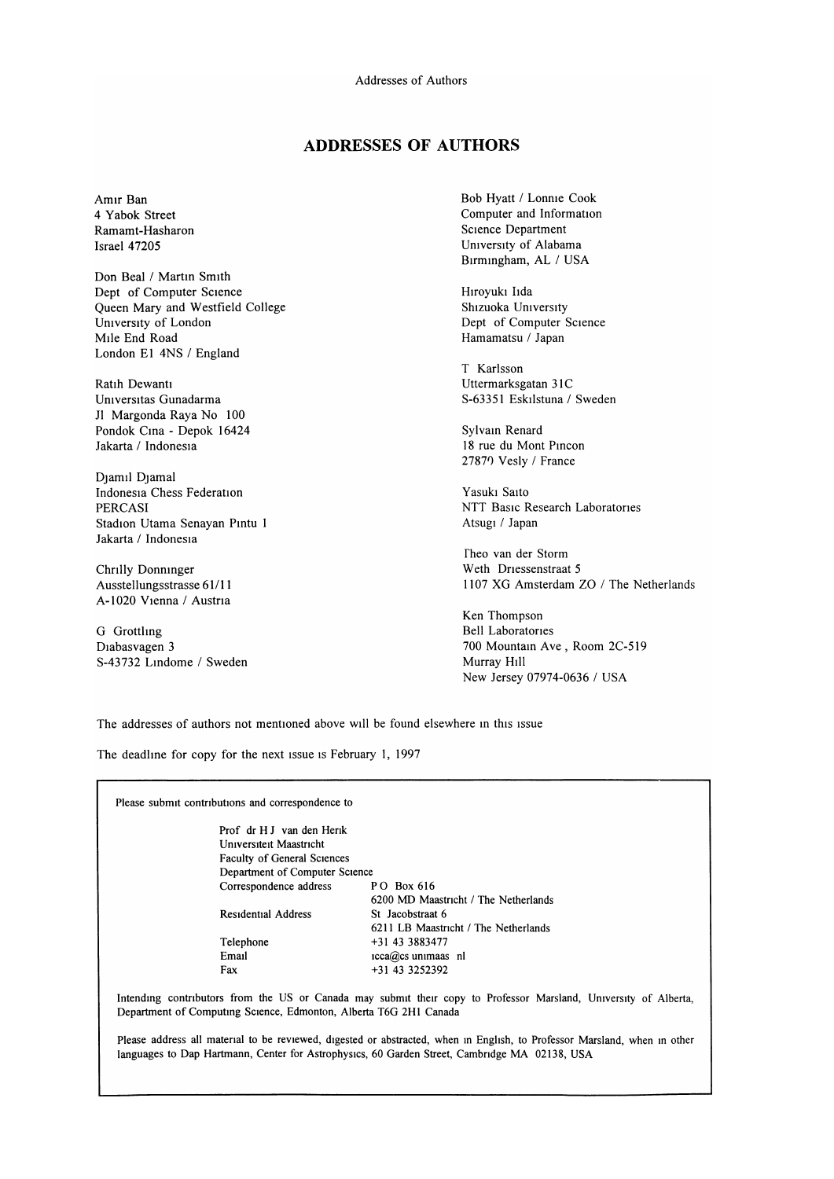# ADDRESSES OF AUTHORS

Amir Ban
4 Yabok Street
Ramamt-Hasharon
Israel 47205

Don Beal / Martin Smith
Dept of Computer Science
Queen Mary and Westfield College
University of London
Mile End Road
London E1 4NS / England

Ratih Dewanti
Universitas Gunadarma
Jl Margonda Raya No 100
Pondok Cina - Depok 16424
Jakarta / Indonesia

Djamil Djamal
Indonesia Chess Federation
PERCASI
Stadion Utama Senayan Pintu 1
Jakarta / Indonesia

Chrilly Donninger
Ausstellungsstrasse 61/11
A-1020 Vienna / Austria

G Grottling
Diabasvagen 3
S-43732 Lindome / Sweden

Bob Hyatt / Lonnie Cook
Computer and Information
Science Department
University of Alabama
Birmingham, AL / USA

Hiroyuki Iida
Shizuoka University
Dept of Computer Science
Hamamatsu / Japan

T Karlsson
Uttermarksgatan 31C
S-63351 Eskilstuna / Sweden

Sylvain Renard
18 rue du Mont Pincon
27870 Vesly / France

Yasuki Saito
NTT Basic Research Laboratories
Atsugi / Japan

Theo van der Storm
Weth Driessenstraat 5
1107 XG Amsterdam ZO / The Netherlands

Ken Thompson
Bell Laboratories
700 Mountain Ave , Room 2C-519
Murray Hill
New Jersey 07974-0636 / USA

The addresses of authors not mentioned above will be found elsewhere in this issue

The deadline for copy for the next issue is February 1, 1997

Please submit contributions and correspondence to

Prof dr H J van den Herik
Universiteit Maastricht
Faculty of General Sciences
Department of Computer Science

| | |
|---|---|
| Correspondence address | P O Box 616<br>6200 MD Maastricht / The Netherlands |
| Residential Address | St Jacobstraat 6<br>6211 LB Maastricht / The Netherlands |
| Telephone | +31 43 3883477 |
| Email | icca@cs unimaas nl |
| Fax | +31 43 3252392 |

Intending contributors from the US or Canada may submit their copy to Professor Marsland, University of Alberta, Department of Computing Science, Edmonton, Alberta T6G 2H1 Canada

Please address all material to be reviewed, digested or abstracted, when in English, to Professor Marsland, when in other languages to Dap Hartmann, Center for Astrophysics, 60 Garden Street, Cambridge MA 02138, USA